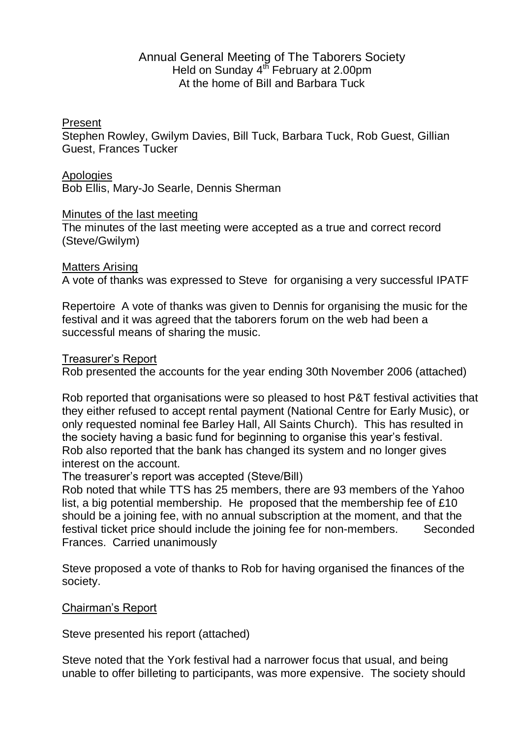# Annual General Meeting of The Taborers Society

Held on Sunday 4th February at 2.00pm
At the home of Bill and Barbara Tuck

<u>Present</u>

Stephen Rowley, Gwilym Davies, Bill Tuck, Barbara Tuck, Rob Guest, Gillian Guest, Frances Tucker

<u>Apologies</u>

Bob Ellis, Mary-Jo Searle, Dennis Sherman

<u>Minutes of the last meeting</u>

The minutes of the last meeting were accepted as a true and correct record (Steve/Gwilym)

<u>Matters Arising</u>

A vote of thanks was expressed to Steve for organising a very successful IPATF

Repertoire A vote of thanks was given to Dennis for organising the music for the festival and it was agreed that the taborers forum on the web had been a successful means of sharing the music.

<u>Treasurer's Report</u>

Rob presented the accounts for the year ending 30th November 2006 (attached)

Rob reported that organisations were so pleased to host P&T festival activities that they either refused to accept rental payment (National Centre for Early Music), or only requested nominal fee Barley Hall, All Saints Church). This has resulted in the society having a basic fund for beginning to organise this year's festival. Rob also reported that the bank has changed its system and no longer gives interest on the account.

The treasurer's report was accepted (Steve/Bill)

Rob noted that while TTS has 25 members, there are 93 members of the Yahoo list, a big potential membership. He proposed that the membership fee of £10 should be a joining fee, with no annual subscription at the moment, and that the festival ticket price should include the joining fee for non-members. Seconded Frances. Carried unanimously

Steve proposed a vote of thanks to Rob for having organised the finances of the society.

<u>Chairman's Report</u>

Steve presented his report (attached)

Steve noted that the York festival had a narrower focus that usual, and being unable to offer billeting to participants, was more expensive. The society should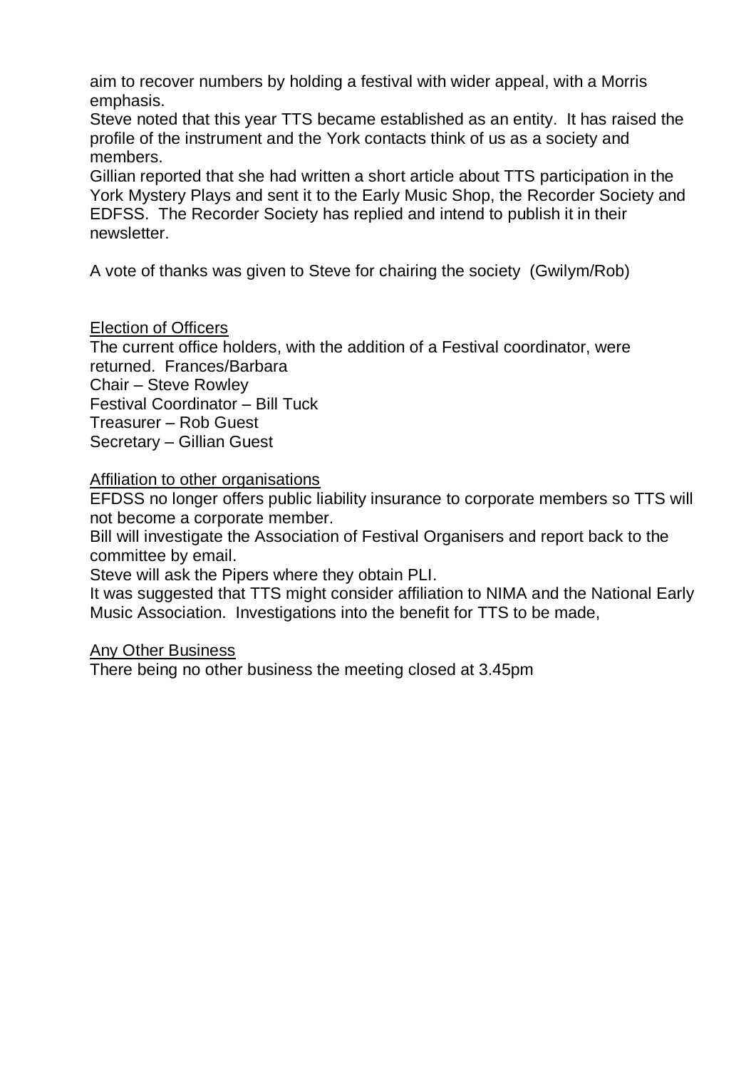aim to recover numbers by holding a festival with wider appeal, with a Morris emphasis.

Steve noted that this year TTS became established as an entity. It has raised the profile of the instrument and the York contacts think of us as a society and members.

Gillian reported that she had written a short article about TTS participation in the York Mystery Plays and sent it to the Early Music Shop, the Recorder Society and EDFSS. The Recorder Society has replied and intend to publish it in their newsletter.

A vote of thanks was given to Steve for chairing the society (Gwilym/Rob)

## Election of Officers

The current office holders, with the addition of a Festival coordinator, were returned. Frances/Barbara
Chair – Steve Rowley
Festival Coordinator – Bill Tuck
Treasurer – Rob Guest
Secretary – Gillian Guest

## Affiliation to other organisations

EFDSS no longer offers public liability insurance to corporate members so TTS will not become a corporate member.

Bill will investigate the Association of Festival Organisers and report back to the committee by email.

Steve will ask the Pipers where they obtain PLI.

It was suggested that TTS might consider affiliation to NIMA and the National Early Music Association. Investigations into the benefit for TTS to be made,

## Any Other Business

There being no other business the meeting closed at 3.45pm